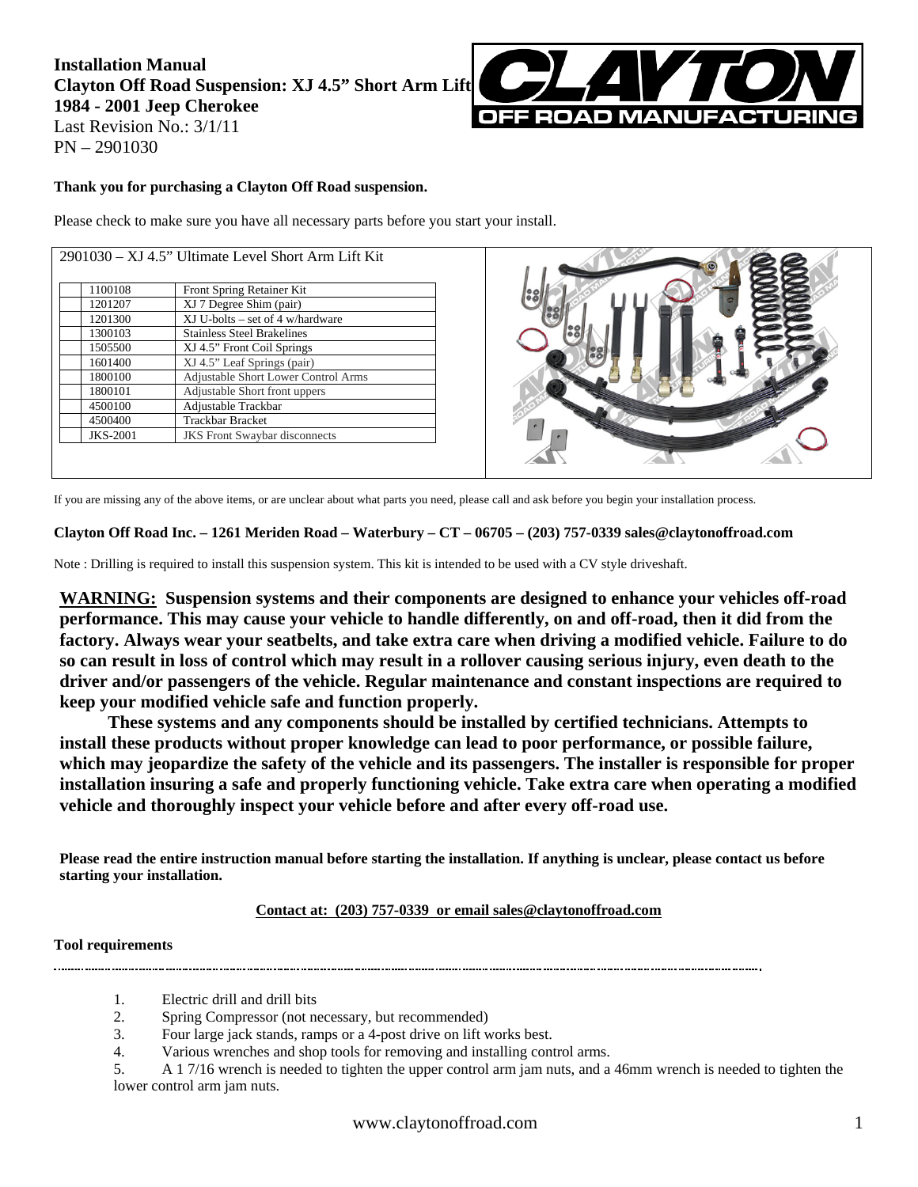**Installation Manual**
**Clayton Off Road Suspension: XJ 4.5" Short Arm Lift**
**1984 - 2001 Jeep Cherokee**
Last Revision No.: 3/1/11
PN – 2901030

**Thank you for purchasing a Clayton Off Road suspension.**

Please check to make sure you have all necessary parts before you start your install.

2901030 – XJ 4.5" Ultimate Level Short Arm Lift Kit

| Part No. | Description |
|---|---|
| 1100108 | Front Spring Retainer Kit |
| 1201207 | XJ 7 Degree Shim (pair) |
| 1201300 | XJ U-bolts – set of 4 w/hardware |
| 1300103 | Stainless Steel Brakelines |
| 1505500 | XJ 4.5" Front Coil Springs |
| 1601400 | XJ 4.5" Leaf Springs (pair) |
| 1800100 | Adjustable Short Lower Control Arms |
| 1800101 | Adjustable Short front uppers |
| 4500100 | Adjustable Trackbar |
| 4500400 | Trackbar Bracket |
| JKS-2001 | JKS Front Swaybar disconnects |

If you are missing any of the above items, or are unclear about what parts you need, please call and ask before you begin your installation process.

**Clayton Off Road Inc. – 1261 Meriden Road – Waterbury – CT – 06705 – (203) 757-0339 sales@claytonoffroad.com**

Note : Drilling is required to install this suspension system. This kit is intended to be used with a CV style driveshaft.

**WARNING: Suspension systems and their components are designed to enhance your vehicles off-road performance. This may cause your vehicle to handle differently, on and off-road, then it did from the factory. Always wear your seatbelts, and take extra care when driving a modified vehicle. Failure to do so can result in loss of control which may result in a rollover causing serious injury, even death to the driver and/or passengers of the vehicle. Regular maintenance and constant inspections are required to keep your modified vehicle safe and function properly.**

**These systems and any components should be installed by certified technicians. Attempts to install these products without proper knowledge can lead to poor performance, or possible failure, which may jeopardize the safety of the vehicle and its passengers. The installer is responsible for proper installation insuring a safe and properly functioning vehicle. Take extra care when operating a modified vehicle and thoroughly inspect your vehicle before and after every off-road use.**

**Please read the entire instruction manual before starting the installation. If anything is unclear, please contact us before starting your installation.**

**Contact at: (203) 757-0339 or email sales@claytonoffroad.com**

**Tool requirements**

1. Electric drill and drill bits
2. Spring Compressor (not necessary, but recommended)
3. Four large jack stands, ramps or a 4-post drive on lift works best.
4. Various wrenches and shop tools for removing and installing control arms.
5. A 1 7/16 wrench is needed to tighten the upper control arm jam nuts, and a 46mm wrench is needed to tighten the lower control arm jam nuts.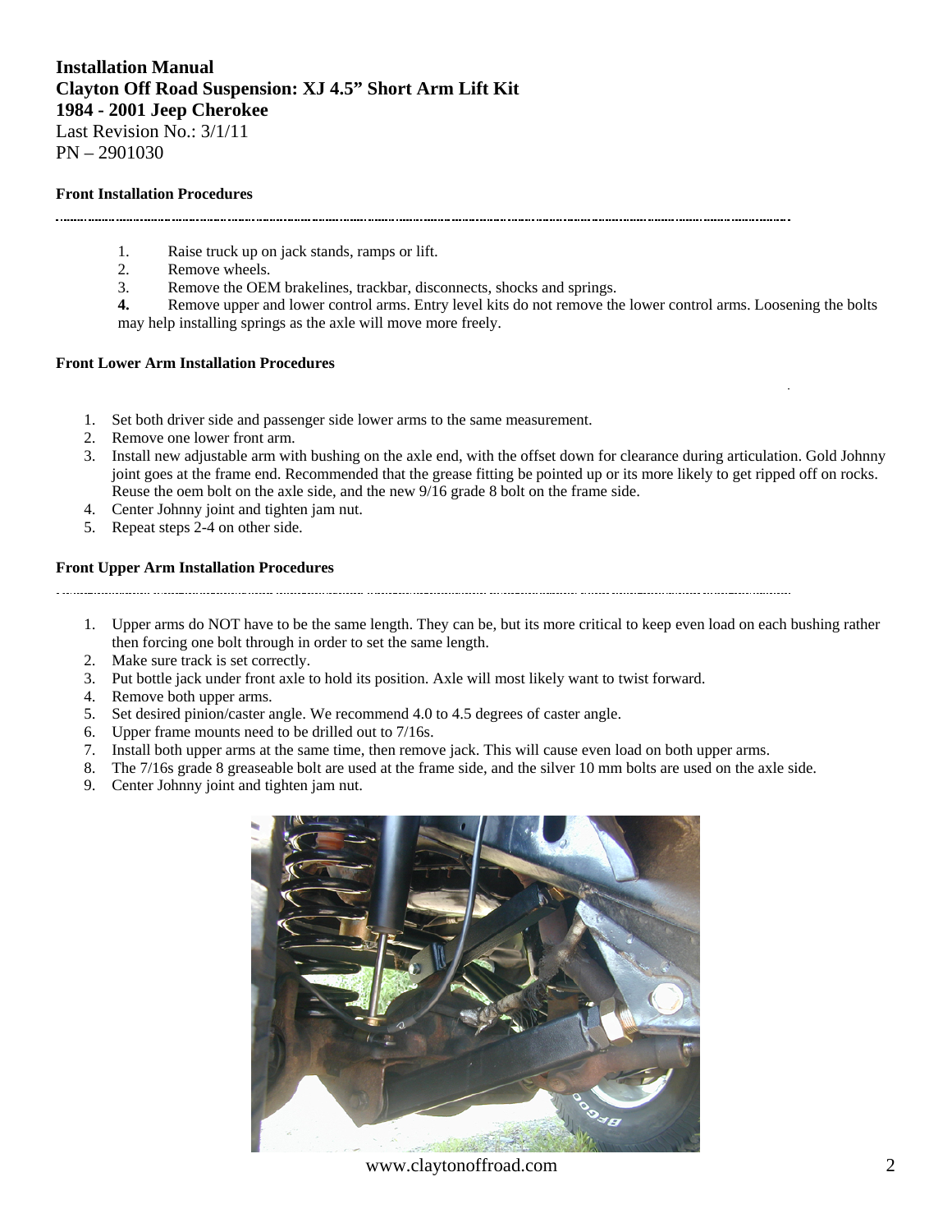**Installation Manual**
**Clayton Off Road Suspension: XJ 4.5" Short Arm Lift Kit**
**1984 - 2001 Jeep Cherokee**
Last Revision No.: 3/1/11
PN – 2901030

### Front Installation Procedures

1. Raise truck up on jack stands, ramps or lift.
2. Remove wheels.
3. Remove the OEM brakelines, trackbar, disconnects, shocks and springs.
4. Remove upper and lower control arms. Entry level kits do not remove the lower control arms. Loosening the bolts may help installing springs as the axle will move more freely.

### Front Lower Arm Installation Procedures

1. Set both driver side and passenger side lower arms to the same measurement.
2. Remove one lower front arm.
3. Install new adjustable arm with bushing on the axle end, with the offset down for clearance during articulation. Gold Johnny joint goes at the frame end. Recommended that the grease fitting be pointed up or its more likely to get ripped off on rocks. Reuse the oem bolt on the axle side, and the new 9/16 grade 8 bolt on the frame side.
4. Center Johnny joint and tighten jam nut.
5. Repeat steps 2-4 on other side.

### Front Upper Arm Installation Procedures

1. Upper arms do NOT have to be the same length. They can be, but its more critical to keep even load on each bushing rather then forcing one bolt through in order to set the same length.
2. Make sure track is set correctly.
3. Put bottle jack under front axle to hold its position. Axle will most likely want to twist forward.
4. Remove both upper arms.
5. Set desired pinion/caster angle. We recommend 4.0 to 4.5 degrees of caster angle.
6. Upper frame mounts need to be drilled out to 7/16s.
7. Install both upper arms at the same time, then remove jack. This will cause even load on both upper arms.
8. The 7/16s grade 8 greaseable bolt are used at the frame side, and the silver 10 mm bolts are used on the axle side.
9. Center Johnny joint and tighten jam nut.

www.claytonoffroad.com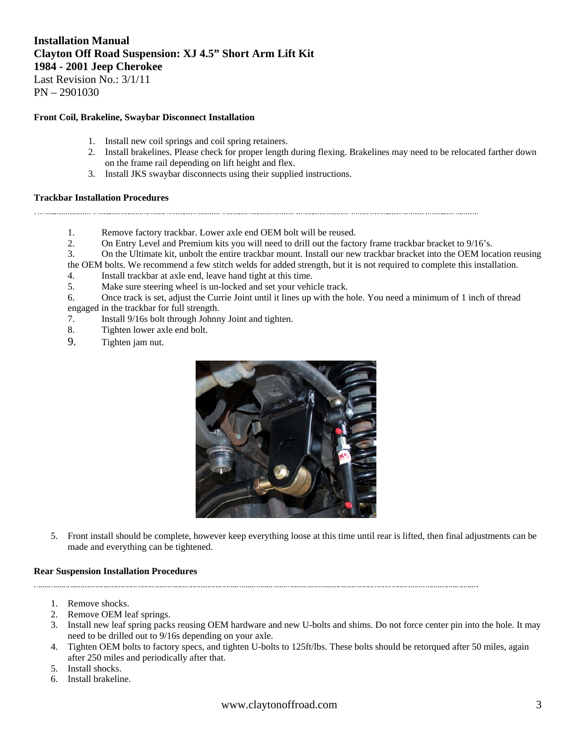**Installation Manual**
**Clayton Off Road Suspension: XJ 4.5" Short Arm Lift Kit**
**1984 - 2001 Jeep Cherokee**
Last Revision No.: 3/1/11
PN – 2901030

**Front Coil, Brakeline, Swaybar Disconnect Installation**

1. Install new coil springs and coil spring retainers.
2. Install brakelines. Please check for proper length during flexing. Brakelines may need to be relocated farther down on the frame rail depending on lift height and flex.
3. Install JKS swaybar disconnects using their supplied instructions.

**Trackbar Installation Procedures**

1. Remove factory trackbar. Lower axle end OEM bolt will be reused.
2. On Entry Level and Premium kits you will need to drill out the factory frame trackbar bracket to 9/16's.
3. On the Ultimate kit, unbolt the entire trackbar mount. Install our new trackbar bracket into the OEM location reusing the OEM bolts. We recommend a few stitch welds for added strength, but it is not required to complete this installation.
4. Install trackbar at axle end, leave hand tight at this time.
5. Make sure steering wheel is un-locked and set your vehicle track.
6. Once track is set, adjust the Currie Joint until it lines up with the hole. You need a minimum of 1 inch of thread engaged in the trackbar for full strength.
7. Install 9/16s bolt through Johnny Joint and tighten.
8. Tighten lower axle end bolt.
9. Tighten jam nut.

5. Front install should be complete, however keep everything loose at this time until rear is lifted, then final adjustments can be made and everything can be tightened.

**Rear Suspension Installation Procedures**

1. Remove shocks.
2. Remove OEM leaf springs.
3. Install new leaf spring packs reusing OEM hardware and new U-bolts and shims. Do not force center pin into the hole. It may need to be drilled out to 9/16s depending on your axle.
4. Tighten OEM bolts to factory specs, and tighten U-bolts to 125ft/lbs. These bolts should be retorqued after 50 miles, again after 250 miles and periodically after that.
5. Install shocks.
6. Install brakeline.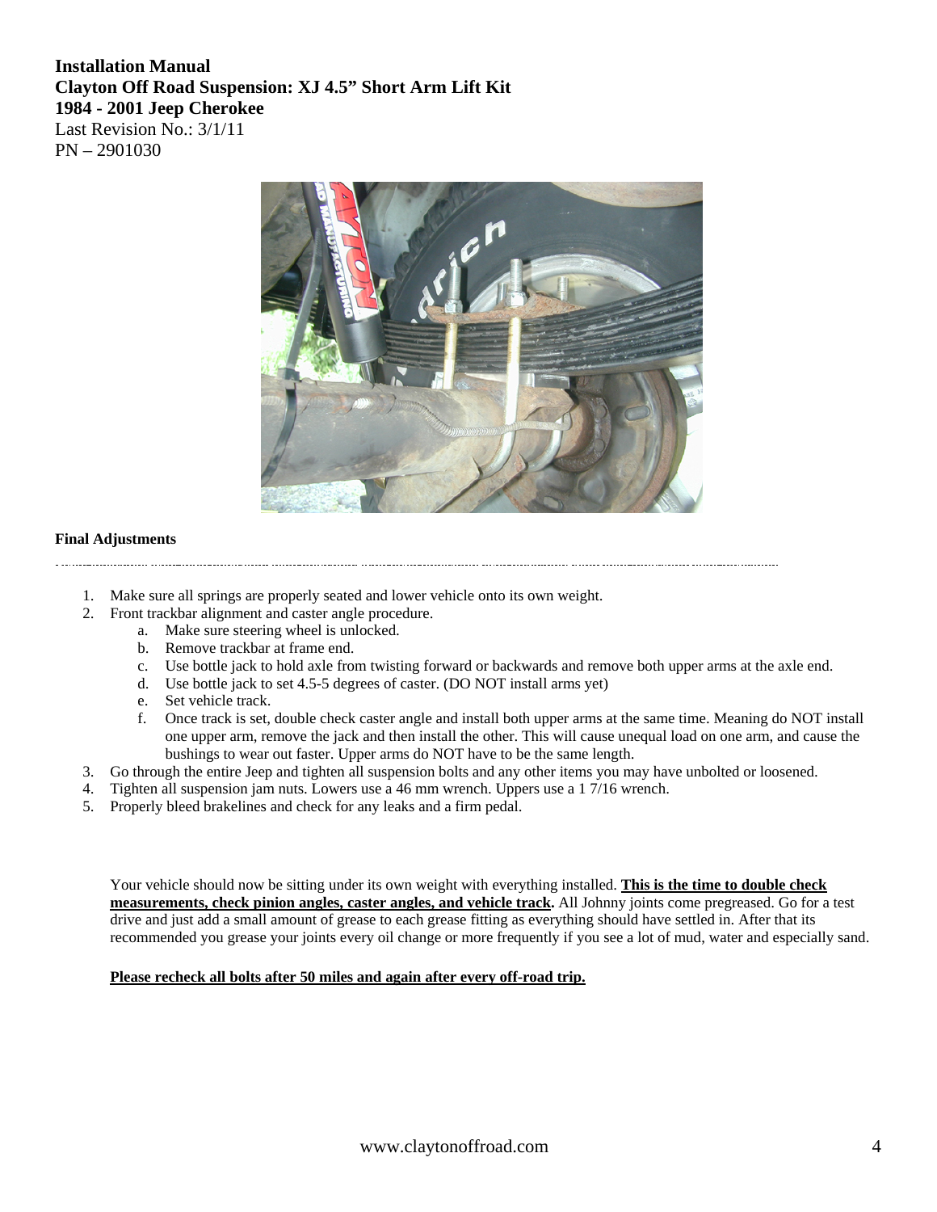**Installation Manual**
**Clayton Off Road Suspension: XJ 4.5" Short Arm Lift Kit**
**1984 - 2001 Jeep Cherokee**
Last Revision No.: 3/1/11
PN – 2901030

## Final Adjustments

1. Make sure all springs are properly seated and lower vehicle onto its own weight.
2. Front trackbar alignment and caster angle procedure.
   a. Make sure steering wheel is unlocked.
   b. Remove trackbar at frame end.
   c. Use bottle jack to hold axle from twisting forward or backwards and remove both upper arms at the axle end.
   d. Use bottle jack to set 4.5-5 degrees of caster. (DO NOT install arms yet)
   e. Set vehicle track.
   f. Once track is set, double check caster angle and install both upper arms at the same time. Meaning do NOT install one upper arm, remove the jack and then install the other. This will cause unequal load on one arm, and cause the bushings to wear out faster. Upper arms do NOT have to be the same length.
3. Go through the entire Jeep and tighten all suspension bolts and any other items you may have unbolted or loosened.
4. Tighten all suspension jam nuts. Lowers use a 46 mm wrench. Uppers use a 1 7/16 wrench.
5. Properly bleed brakelines and check for any leaks and a firm pedal.

Your vehicle should now be sitting under its own weight with everything installed. **This is the time to double check measurements, check pinion angles, caster angles, and vehicle track.** All Johnny joints come pregreased. Go for a test drive and just add a small amount of grease to each grease fitting as everything should have settled in. After that its recommended you grease your joints every oil change or more frequently if you see a lot of mud, water and especially sand.

**Please recheck all bolts after 50 miles and again after every off-road trip.**

www.claytonoffroad.com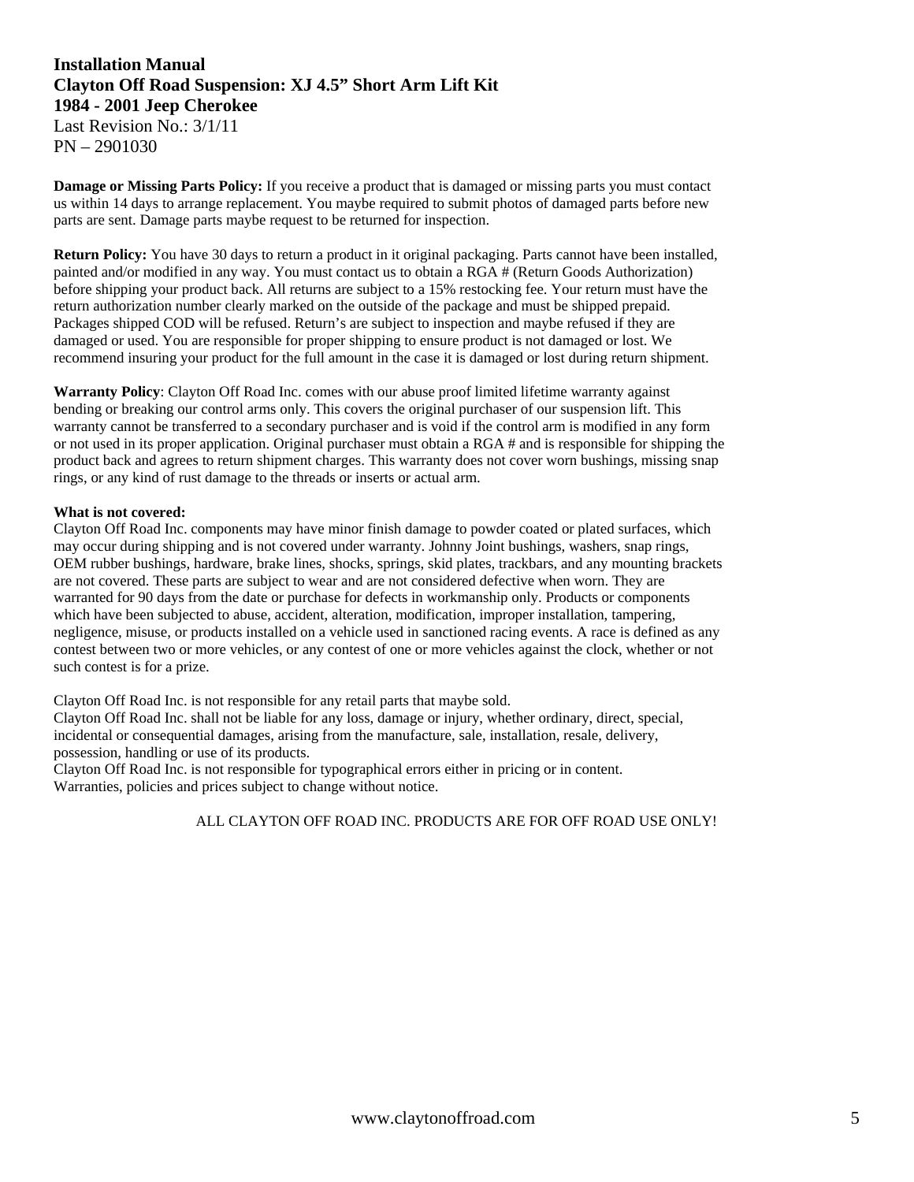**Installation Manual**
**Clayton Off Road Suspension: XJ 4.5" Short Arm Lift Kit**
**1984 - 2001 Jeep Cherokee**
Last Revision No.: 3/1/11
PN – 2901030

**Damage or Missing Parts Policy:** If you receive a product that is damaged or missing parts you must contact us within 14 days to arrange replacement. You maybe required to submit photos of damaged parts before new parts are sent. Damage parts maybe request to be returned for inspection.

**Return Policy:** You have 30 days to return a product in it original packaging. Parts cannot have been installed, painted and/or modified in any way. You must contact us to obtain a RGA # (Return Goods Authorization) before shipping your product back. All returns are subject to a 15% restocking fee. Your return must have the return authorization number clearly marked on the outside of the package and must be shipped prepaid. Packages shipped COD will be refused. Return's are subject to inspection and maybe refused if they are damaged or used. You are responsible for proper shipping to ensure product is not damaged or lost. We recommend insuring your product for the full amount in the case it is damaged or lost during return shipment.

**Warranty Policy**: Clayton Off Road Inc. comes with our abuse proof limited lifetime warranty against bending or breaking our control arms only. This covers the original purchaser of our suspension lift. This warranty cannot be transferred to a secondary purchaser and is void if the control arm is modified in any form or not used in its proper application. Original purchaser must obtain a RGA # and is responsible for shipping the product back and agrees to return shipment charges. This warranty does not cover worn bushings, missing snap rings, or any kind of rust damage to the threads or inserts or actual arm.

**What is not covered:**
Clayton Off Road Inc. components may have minor finish damage to powder coated or plated surfaces, which may occur during shipping and is not covered under warranty. Johnny Joint bushings, washers, snap rings, OEM rubber bushings, hardware, brake lines, shocks, springs, skid plates, trackbars, and any mounting brackets are not covered. These parts are subject to wear and are not considered defective when worn. They are warranted for 90 days from the date or purchase for defects in workmanship only. Products or components which have been subjected to abuse, accident, alteration, modification, improper installation, tampering, negligence, misuse, or products installed on a vehicle used in sanctioned racing events. A race is defined as any contest between two or more vehicles, or any contest of one or more vehicles against the clock, whether or not such contest is for a prize.

Clayton Off Road Inc. is not responsible for any retail parts that maybe sold.
Clayton Off Road Inc. shall not be liable for any loss, damage or injury, whether ordinary, direct, special, incidental or consequential damages, arising from the manufacture, sale, installation, resale, delivery, possession, handling or use of its products.
Clayton Off Road Inc. is not responsible for typographical errors either in pricing or in content.
Warranties, policies and prices subject to change without notice.

ALL CLAYTON OFF ROAD INC. PRODUCTS ARE FOR OFF ROAD USE ONLY!

www.claytonoffroad.com